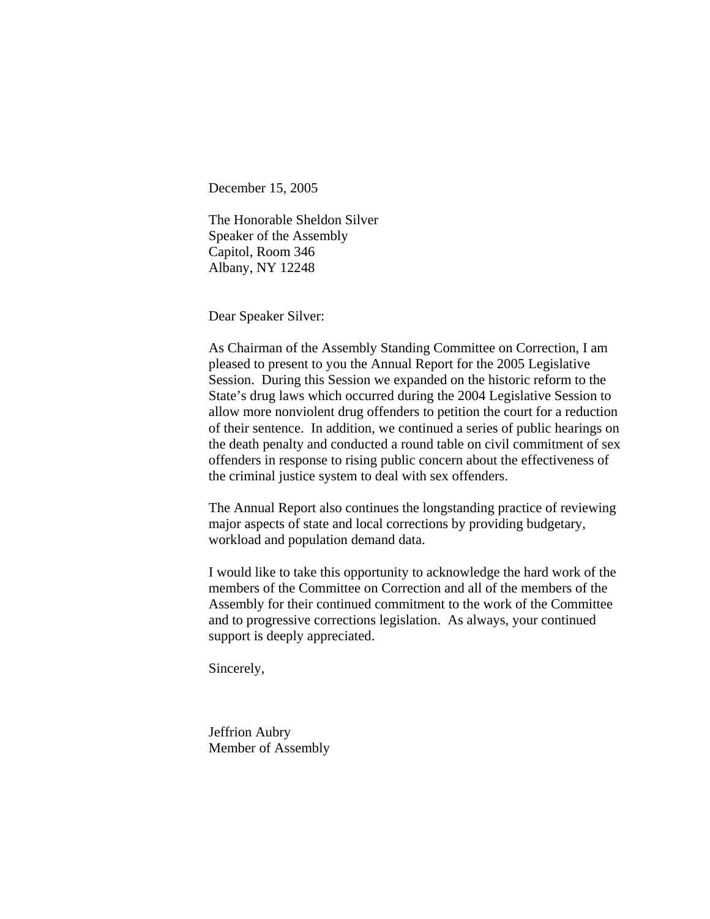December 15, 2005

The Honorable Sheldon Silver
Speaker of the Assembly
Capitol, Room 346
Albany, NY 12248

Dear Speaker Silver:

As Chairman of the Assembly Standing Committee on Correction, I am pleased to present to you the Annual Report for the 2005 Legislative Session. During this Session we expanded on the historic reform to the State's drug laws which occurred during the 2004 Legislative Session to allow more nonviolent drug offenders to petition the court for a reduction of their sentence. In addition, we continued a series of public hearings on the death penalty and conducted a round table on civil commitment of sex offenders in response to rising public concern about the effectiveness of the criminal justice system to deal with sex offenders.

The Annual Report also continues the longstanding practice of reviewing major aspects of state and local corrections by providing budgetary, workload and population demand data.

I would like to take this opportunity to acknowledge the hard work of the members of the Committee on Correction and all of the members of the Assembly for their continued commitment to the work of the Committee and to progressive corrections legislation. As always, your continued support is deeply appreciated.

Sincerely,

Jeffrion Aubry
Member of Assembly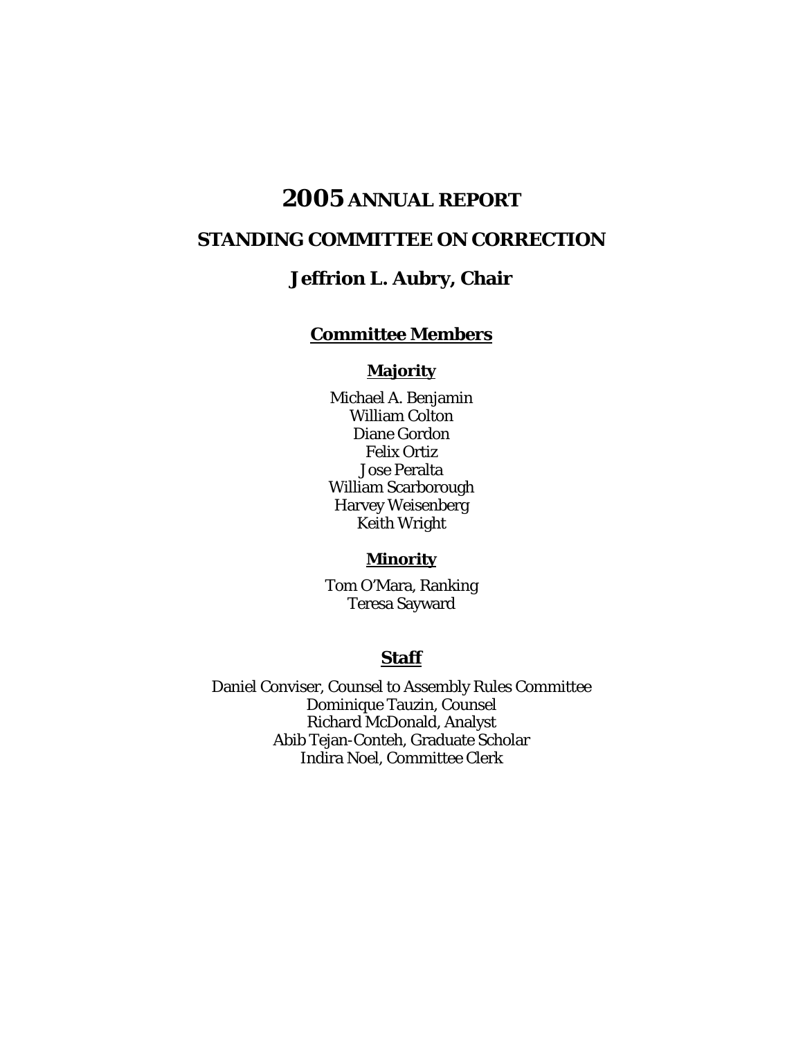# 2005 ANNUAL REPORT

## STANDING COMMITTEE ON CORRECTION

## Jeffrion L. Aubry, Chair

### Committee Members

#### Majority

Michael A. Benjamin
William Colton
Diane Gordon
Felix Ortiz
Jose Peralta
William Scarborough
Harvey Weisenberg
Keith Wright

#### Minority

Tom O'Mara, Ranking
Teresa Sayward

### Staff

Daniel Conviser, Counsel to Assembly Rules Committee
Dominique Tauzin, Counsel
Richard McDonald, Analyst
Abib Tejan-Conteh, Graduate Scholar
Indira Noel, Committee Clerk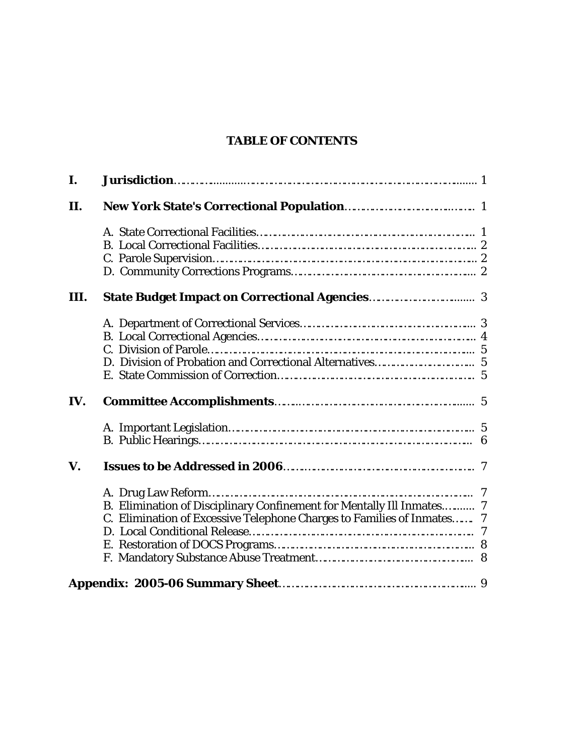# TABLE OF CONTENTS

**I. Jurisdiction** ........ 1

**II. New York State's Correctional Population** ........ 1

- A. State Correctional Facilities ........ 1
- B. Local Correctional Facilities ........ 2
- C. Parole Supervision ........ 2
- D. Community Corrections Programs ........ 2

**III. State Budget Impact on Correctional Agencies** ........ 3

- A. Department of Correctional Services ........ 3
- B. Local Correctional Agencies ........ 4
- C. Division of Parole ........ 5
- D. Division of Probation and Correctional Alternatives ........ 5
- E. State Commission of Correction ........ 5

**IV. Committee Accomplishments** ........ 5

- A. Important Legislation ........ 5
- B. Public Hearings ........ 6

**V. Issues to be Addressed in 2006** ........ 7

- A. Drug Law Reform ........ 7
- B. Elimination of Disciplinary Confinement for Mentally Ill Inmates ........ 7
- C. Elimination of Excessive Telephone Charges to Families of Inmates ........ 7
- D. Local Conditional Release ........ 7
- E. Restoration of DOCS Programs ........ 8
- F. Mandatory Substance Abuse Treatment ........ 8

**Appendix: 2005-06 Summary Sheet** ........ 9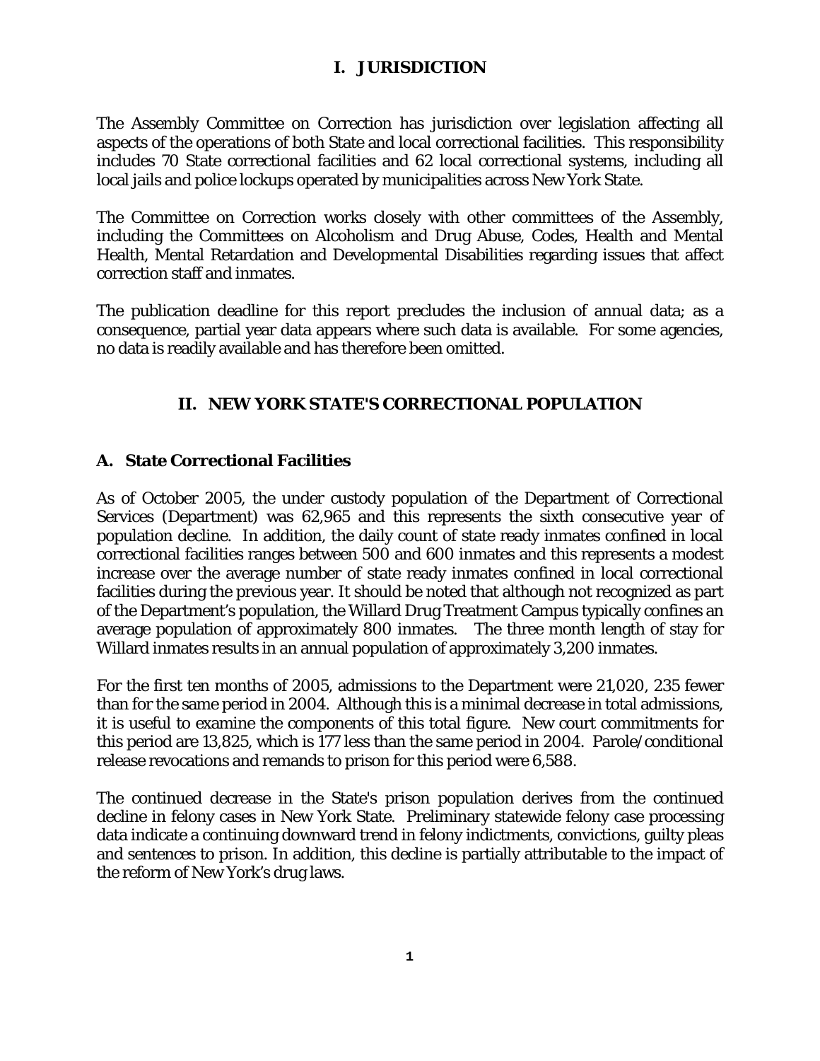# I. JURISDICTION

The Assembly Committee on Correction has jurisdiction over legislation affecting all aspects of the operations of both State and local correctional facilities. This responsibility includes 70 State correctional facilities and 62 local correctional systems, including all local jails and police lockups operated by municipalities across New York State.

The Committee on Correction works closely with other committees of the Assembly, including the Committees on Alcoholism and Drug Abuse, Codes, Health and Mental Health, Mental Retardation and Developmental Disabilities regarding issues that affect correction staff and inmates.

The publication deadline for this report precludes the inclusion of annual data; as a consequence, partial year data appears where such data is available. For some agencies, no data is readily available and has therefore been omitted.

# II. NEW YORK STATE'S CORRECTIONAL POPULATION

## A. State Correctional Facilities

As of October 2005, the under custody population of the Department of Correctional Services (Department) was 62,965 and this represents the sixth consecutive year of population decline. In addition, the daily count of state ready inmates confined in local correctional facilities ranges between 500 and 600 inmates and this represents a modest increase over the average number of state ready inmates confined in local correctional facilities during the previous year. It should be noted that although not recognized as part of the Department's population, the Willard Drug Treatment Campus typically confines an average population of approximately 800 inmates. The three month length of stay for Willard inmates results in an annual population of approximately 3,200 inmates.

For the first ten months of 2005, admissions to the Department were 21,020, 235 fewer than for the same period in 2004. Although this is a minimal decrease in total admissions, it is useful to examine the components of this total figure. New court commitments for this period are 13,825, which is 177 less than the same period in 2004. Parole/conditional release revocations and remands to prison for this period were 6,588.

The continued decrease in the State's prison population derives from the continued decline in felony cases in New York State. Preliminary statewide felony case processing data indicate a continuing downward trend in felony indictments, convictions, guilty pleas and sentences to prison. In addition, this decline is partially attributable to the impact of the reform of New York's drug laws.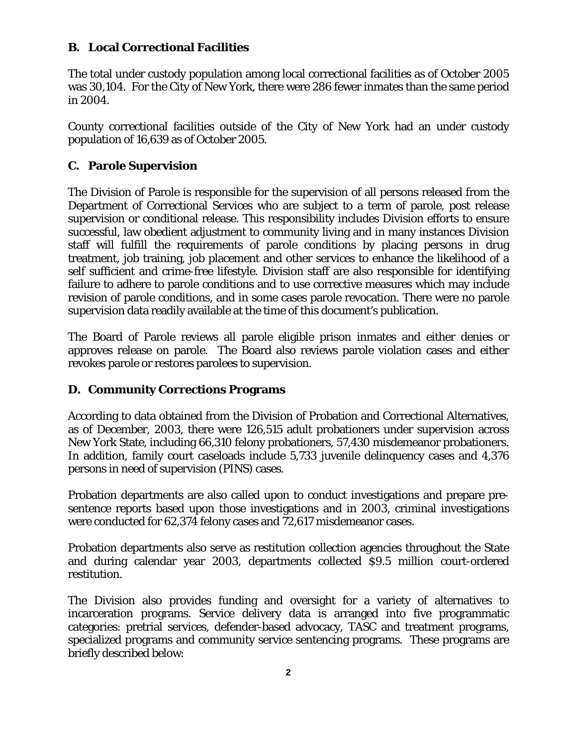## B. Local Correctional Facilities

The total under custody population among local correctional facilities as of October 2005 was 30,104. For the City of New York, there were 286 fewer inmates than the same period in 2004.

County correctional facilities outside of the City of New York had an under custody population of 16,639 as of October 2005.

## C. Parole Supervision

The Division of Parole is responsible for the supervision of all persons released from the Department of Correctional Services who are subject to a term of parole, post release supervision or conditional release. This responsibility includes Division efforts to ensure successful, law obedient adjustment to community living and in many instances Division staff will fulfill the requirements of parole conditions by placing persons in drug treatment, job training, job placement and other services to enhance the likelihood of a self sufficient and crime-free lifestyle. Division staff are also responsible for identifying failure to adhere to parole conditions and to use corrective measures which may include revision of parole conditions, and in some cases parole revocation. There were no parole supervision data readily available at the time of this document's publication.

The Board of Parole reviews all parole eligible prison inmates and either denies or approves release on parole. The Board also reviews parole violation cases and either revokes parole or restores parolees to supervision.

## D. Community Corrections Programs

According to data obtained from the Division of Probation and Correctional Alternatives, as of December, 2003, there were 126,515 adult probationers under supervision across New York State, including 66,310 felony probationers, 57,430 misdemeanor probationers. In addition, family court caseloads include 5,733 juvenile delinquency cases and 4,376 persons in need of supervision (PINS) cases.

Probation departments are also called upon to conduct investigations and prepare pre-sentence reports based upon those investigations and in 2003, criminal investigations were conducted for 62,374 felony cases and 72,617 misdemeanor cases.

Probation departments also serve as restitution collection agencies throughout the State and during calendar year 2003, departments collected $9.5 million court-ordered restitution.

The Division also provides funding and oversight for a variety of alternatives to incarceration programs. Service delivery data is arranged into five programmatic categories: pretrial services, defender-based advocacy, TASC and treatment programs, specialized programs and community service sentencing programs. These programs are briefly described below: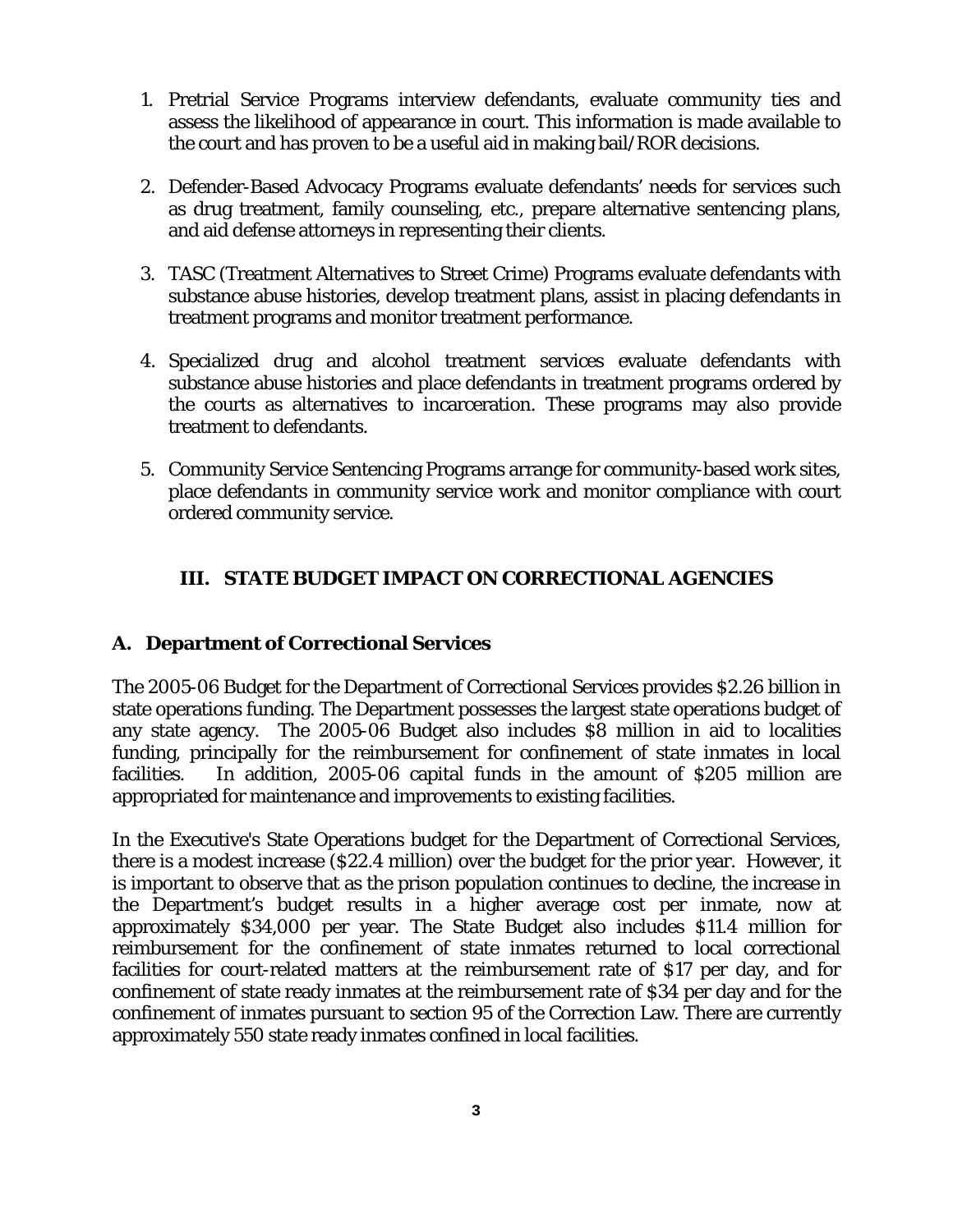1. Pretrial Service Programs interview defendants, evaluate community ties and assess the likelihood of appearance in court. This information is made available to the court and has proven to be a useful aid in making bail/ROR decisions.

2. Defender-Based Advocacy Programs evaluate defendants' needs for services such as drug treatment, family counseling, etc., prepare alternative sentencing plans, and aid defense attorneys in representing their clients.

3. TASC (Treatment Alternatives to Street Crime) Programs evaluate defendants with substance abuse histories, develop treatment plans, assist in placing defendants in treatment programs and monitor treatment performance.

4. Specialized drug and alcohol treatment services evaluate defendants with substance abuse histories and place defendants in treatment programs ordered by the courts as alternatives to incarceration. These programs may also provide treatment to defendants.

5. Community Service Sentencing Programs arrange for community-based work sites, place defendants in community service work and monitor compliance with court ordered community service.

## III. STATE BUDGET IMPACT ON CORRECTIONAL AGENCIES

### A. Department of Correctional Services

The 2005-06 Budget for the Department of Correctional Services provides $2.26 billion in state operations funding. The Department possesses the largest state operations budget of any state agency. The 2005-06 Budget also includes $8 million in aid to localities funding, principally for the reimbursement for confinement of state inmates in local facilities. In addition, 2005-06 capital funds in the amount of $205 million are appropriated for maintenance and improvements to existing facilities.

In the Executive's State Operations budget for the Department of Correctional Services, there is a modest increase ($22.4 million) over the budget for the prior year. However, it is important to observe that as the prison population continues to decline, the increase in the Department's budget results in a higher average cost per inmate, now at approximately $34,000 per year. The State Budget also includes $11.4 million for reimbursement for the confinement of state inmates returned to local correctional facilities for court-related matters at the reimbursement rate of $17 per day, and for confinement of state ready inmates at the reimbursement rate of $34 per day and for the confinement of inmates pursuant to section 95 of the Correction Law. There are currently approximately 550 state ready inmates confined in local facilities.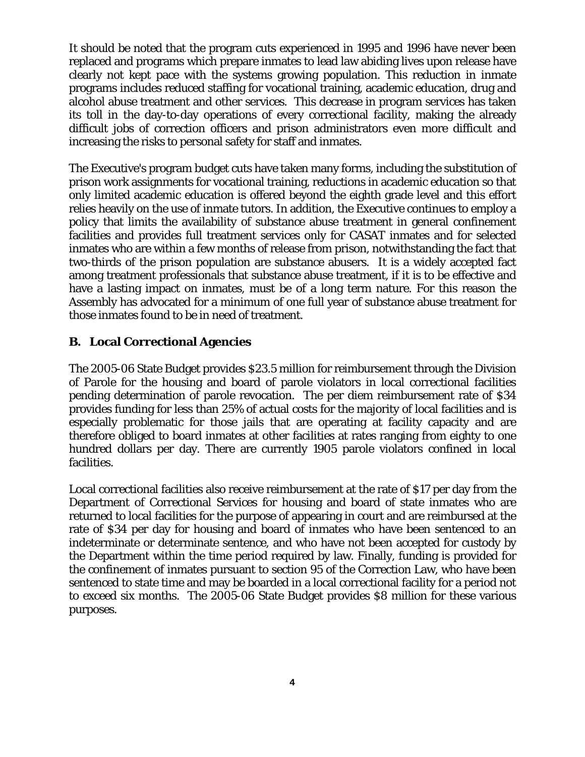It should be noted that the program cuts experienced in 1995 and 1996 have never been replaced and programs which prepare inmates to lead law abiding lives upon release have clearly not kept pace with the systems growing population. This reduction in inmate programs includes reduced staffing for vocational training, academic education, drug and alcohol abuse treatment and other services. This decrease in program services has taken its toll in the day-to-day operations of every correctional facility, making the already difficult jobs of correction officers and prison administrators even more difficult and increasing the risks to personal safety for staff and inmates.

The Executive's program budget cuts have taken many forms, including the substitution of prison work assignments for vocational training, reductions in academic education so that only limited academic education is offered beyond the eighth grade level and this effort relies heavily on the use of inmate tutors. In addition, the Executive continues to employ a policy that limits the availability of substance abuse treatment in general confinement facilities and provides full treatment services only for CASAT inmates and for selected inmates who are within a few months of release from prison, notwithstanding the fact that two-thirds of the prison population are substance abusers. It is a widely accepted fact among treatment professionals that substance abuse treatment, if it is to be effective and have a lasting impact on inmates, must be of a long term nature. For this reason the Assembly has advocated for a minimum of one full year of substance abuse treatment for those inmates found to be in need of treatment.

### B. Local Correctional Agencies

The 2005-06 State Budget provides $23.5 million for reimbursement through the Division of Parole for the housing and board of parole violators in local correctional facilities pending determination of parole revocation. The per diem reimbursement rate of $34 provides funding for less than 25% of actual costs for the majority of local facilities and is especially problematic for those jails that are operating at facility capacity and are therefore obliged to board inmates at other facilities at rates ranging from eighty to one hundred dollars per day. There are currently 1905 parole violators confined in local facilities.

Local correctional facilities also receive reimbursement at the rate of $17 per day from the Department of Correctional Services for housing and board of state inmates who are returned to local facilities for the purpose of appearing in court and are reimbursed at the rate of $34 per day for housing and board of inmates who have been sentenced to an indeterminate or determinate sentence, and who have not been accepted for custody by the Department within the time period required by law. Finally, funding is provided for the confinement of inmates pursuant to section 95 of the Correction Law, who have been sentenced to state time and may be boarded in a local correctional facility for a period not to exceed six months. The 2005-06 State Budget provides $8 million for these various purposes.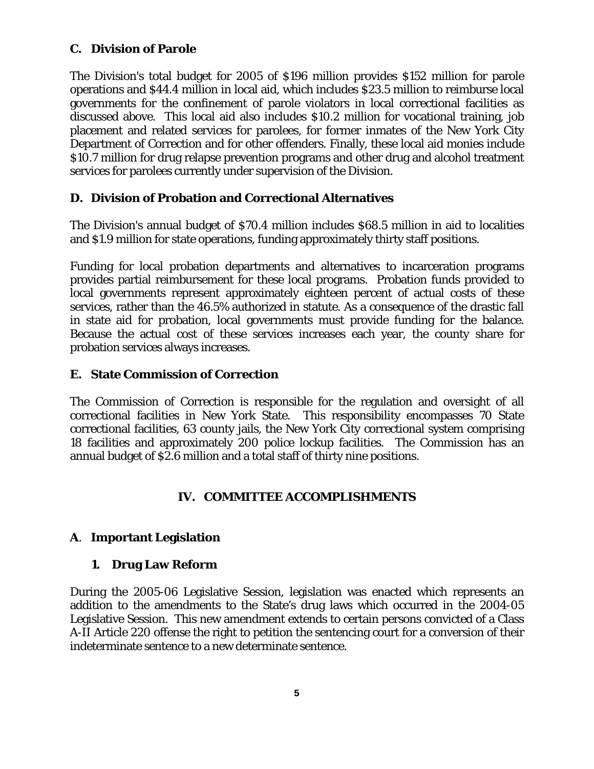### C. Division of Parole

The Division's total budget for 2005 of $196 million provides $152 million for parole operations and $44.4 million in local aid, which includes $23.5 million to reimburse local governments for the confinement of parole violators in local correctional facilities as discussed above. This local aid also includes $10.2 million for vocational training, job placement and related services for parolees, for former inmates of the New York City Department of Correction and for other offenders. Finally, these local aid monies include $10.7 million for drug relapse prevention programs and other drug and alcohol treatment services for parolees currently under supervision of the Division.

### D. Division of Probation and Correctional Alternatives

The Division's annual budget of $70.4 million includes $68.5 million in aid to localities and $1.9 million for state operations, funding approximately thirty staff positions.

Funding for local probation departments and alternatives to incarceration programs provides partial reimbursement for these local programs. Probation funds provided to local governments represent approximately eighteen percent of actual costs of these services, rather than the 46.5% authorized in statute. As a consequence of the drastic fall in state aid for probation, local governments must provide funding for the balance. Because the actual cost of these services increases each year, the county share for probation services always increases.

### E. State Commission of Correction

The Commission of Correction is responsible for the regulation and oversight of all correctional facilities in New York State. This responsibility encompasses 70 State correctional facilities, 63 county jails, the New York City correctional system comprising 18 facilities and approximately 200 police lockup facilities. The Commission has an annual budget of $2.6 million and a total staff of thirty nine positions.

## IV. COMMITTEE ACCOMPLISHMENTS

### A. Important Legislation

#### 1. Drug Law Reform

During the 2005-06 Legislative Session, legislation was enacted which represents an addition to the amendments to the State's drug laws which occurred in the 2004-05 Legislative Session. This new amendment extends to certain persons convicted of a Class A-II Article 220 offense the right to petition the sentencing court for a conversion of their indeterminate sentence to a new determinate sentence.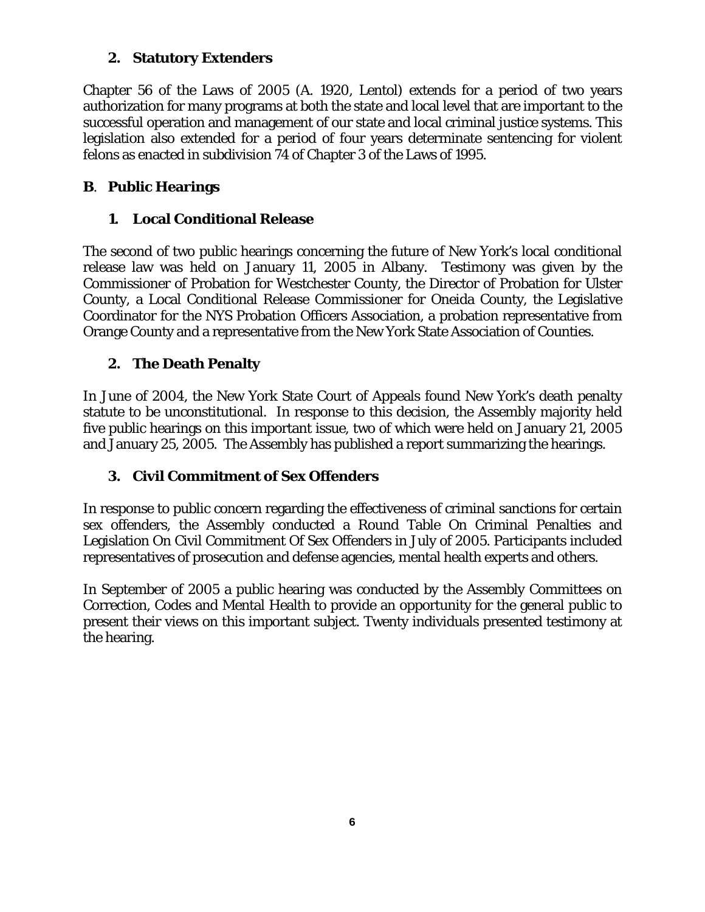### 2. Statutory Extenders

Chapter 56 of the Laws of 2005 (A. 1920, Lentol) extends for a period of two years authorization for many programs at both the state and local level that are important to the successful operation and management of our state and local criminal justice systems. This legislation also extended for a period of four years determinate sentencing for violent felons as enacted in subdivision 74 of Chapter 3 of the Laws of 1995.

## B. Public Hearings

### 1. Local Conditional Release

The second of two public hearings concerning the future of New York's local conditional release law was held on January 11, 2005 in Albany. Testimony was given by the Commissioner of Probation for Westchester County, the Director of Probation for Ulster County, a Local Conditional Release Commissioner for Oneida County, the Legislative Coordinator for the NYS Probation Officers Association, a probation representative from Orange County and a representative from the New York State Association of Counties.

### 2. The Death Penalty

In June of 2004, the New York State Court of Appeals found New York's death penalty statute to be unconstitutional. In response to this decision, the Assembly majority held five public hearings on this important issue, two of which were held on January 21, 2005 and January 25, 2005. The Assembly has published a report summarizing the hearings.

### 3. Civil Commitment of Sex Offenders

In response to public concern regarding the effectiveness of criminal sanctions for certain sex offenders, the Assembly conducted a Round Table On Criminal Penalties and Legislation On Civil Commitment Of Sex Offenders in July of 2005. Participants included representatives of prosecution and defense agencies, mental health experts and others.

In September of 2005 a public hearing was conducted by the Assembly Committees on Correction, Codes and Mental Health to provide an opportunity for the general public to present their views on this important subject. Twenty individuals presented testimony at the hearing.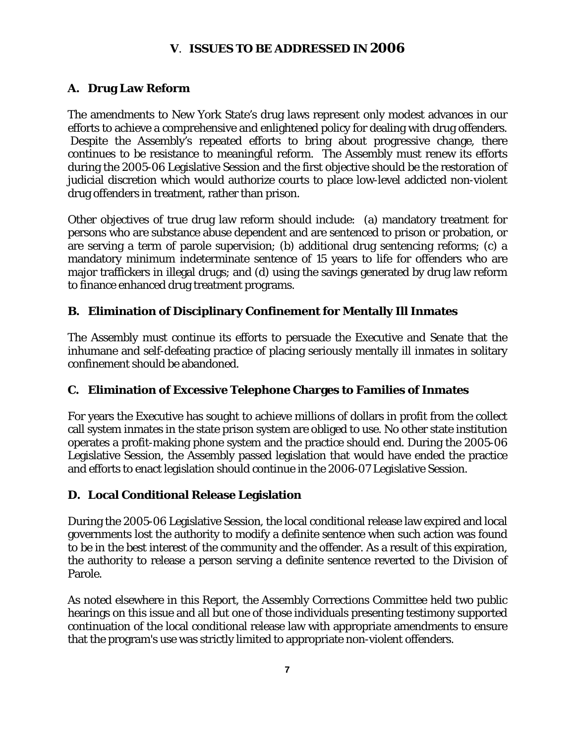## V. ISSUES TO BE ADDRESSED IN 2006

### A. Drug Law Reform

The amendments to New York State's drug laws represent only modest advances in our efforts to achieve a comprehensive and enlightened policy for dealing with drug offenders. Despite the Assembly's repeated efforts to bring about progressive change, there continues to be resistance to meaningful reform. The Assembly must renew its efforts during the 2005-06 Legislative Session and the first objective should be the restoration of judicial discretion which would authorize courts to place low-level addicted non-violent drug offenders in treatment, rather than prison.

Other objectives of true drug law reform should include: (a) mandatory treatment for persons who are substance abuse dependent and are sentenced to prison or probation, or are serving a term of parole supervision; (b) additional drug sentencing reforms; (c) a mandatory minimum indeterminate sentence of 15 years to life for offenders who are major traffickers in illegal drugs; and (d) using the savings generated by drug law reform to finance enhanced drug treatment programs.

### B. Elimination of Disciplinary Confinement for Mentally Ill Inmates

The Assembly must continue its efforts to persuade the Executive and Senate that the inhumane and self-defeating practice of placing seriously mentally ill inmates in solitary confinement should be abandoned.

### C. Elimination of Excessive Telephone Charges to Families of Inmates

For years the Executive has sought to achieve millions of dollars in profit from the collect call system inmates in the state prison system are obliged to use. No other state institution operates a profit-making phone system and the practice should end. During the 2005-06 Legislative Session, the Assembly passed legislation that would have ended the practice and efforts to enact legislation should continue in the 2006-07 Legislative Session.

### D. Local Conditional Release Legislation

During the 2005-06 Legislative Session, the local conditional release law expired and local governments lost the authority to modify a definite sentence when such action was found to be in the best interest of the community and the offender. As a result of this expiration, the authority to release a person serving a definite sentence reverted to the Division of Parole.

As noted elsewhere in this Report, the Assembly Corrections Committee held two public hearings on this issue and all but one of those individuals presenting testimony supported continuation of the local conditional release law with appropriate amendments to ensure that the program's use was strictly limited to appropriate non-violent offenders.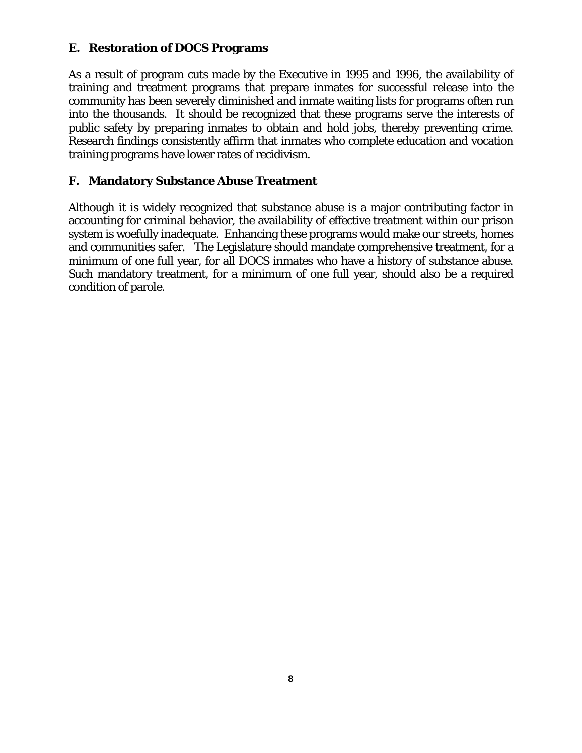### E. Restoration of DOCS Programs

As a result of program cuts made by the Executive in 1995 and 1996, the availability of training and treatment programs that prepare inmates for successful release into the community has been severely diminished and inmate waiting lists for programs often run into the thousands. It should be recognized that these programs serve the interests of public safety by preparing inmates to obtain and hold jobs, thereby preventing crime. Research findings consistently affirm that inmates who complete education and vocation training programs have lower rates of recidivism.

### F. Mandatory Substance Abuse Treatment

Although it is widely recognized that substance abuse is a major contributing factor in accounting for criminal behavior, the availability of effective treatment within our prison system is woefully inadequate. Enhancing these programs would make our streets, homes and communities safer. The Legislature should mandate comprehensive treatment, for a minimum of one full year, for all DOCS inmates who have a history of substance abuse. Such mandatory treatment, for a minimum of one full year, should also be a required condition of parole.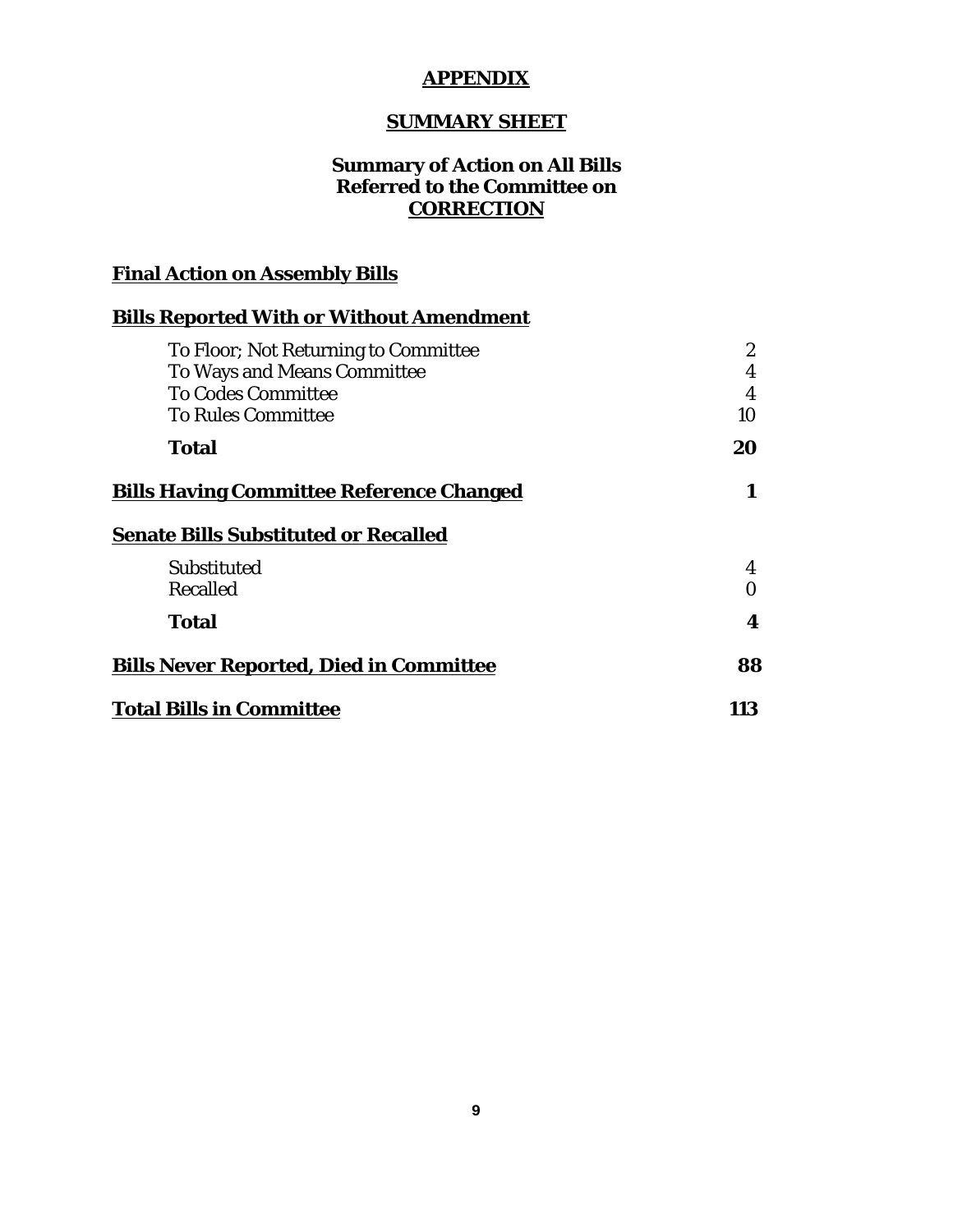# APPENDIX

## SUMMARY SHEET

### Summary of Action on All Bills Referred to the Committee on CORRECTION

**Final Action on Assembly Bills**

**Bills Reported With or Without Amendment**

| | |
|---|---|
| To Floor; Not Returning to Committee | 2 |
| To Ways and Means Committee | 4 |
| To Codes Committee | 4 |
| To Rules Committee | 10 |
| **Total** | **20** |

| | |
|---|---|
| **Bills Having Committee Reference Changed** | **1** |

**Senate Bills Substituted or Recalled**

| | |
|---|---|
| Substituted | 4 |
| Recalled | 0 |
| **Total** | **4** |

| | |
|---|---|
| **Bills Never Reported, Died in Committee** | **88** |
| **Total Bills in Committee** | **113** |